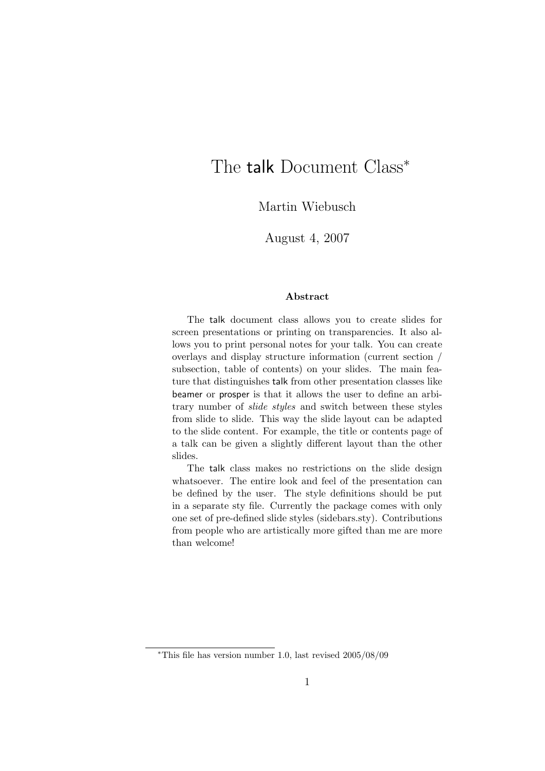# The talk Document Class[*]

Martin Wiebusch

August 4, 2007

**Abstract**

The talk document class allows you to create slides for screen presentations or printing on transparencies. It also allows you to print personal notes for your talk. You can create overlays and display structure information (current section / subsection, table of contents) on your slides. The main feature that distinguishes talk from other presentation classes like beamer or prosper is that it allows the user to define an arbitrary number of *slide styles* and switch between these styles from slide to slide. This way the slide layout can be adapted to the slide content. For example, the title or contents page of a talk can be given a slightly different layout than the other slides.

The talk class makes no restrictions on the slide design whatsoever. The entire look and feel of the presentation can be defined by the user. The style definitions should be put in a separate sty file. Currently the package comes with only one set of pre-defined slide styles (sidebars.sty). Contributions from people who are artistically more gifted than me are more than welcome!

[*]This file has version number 1.0, last revised 2005/08/09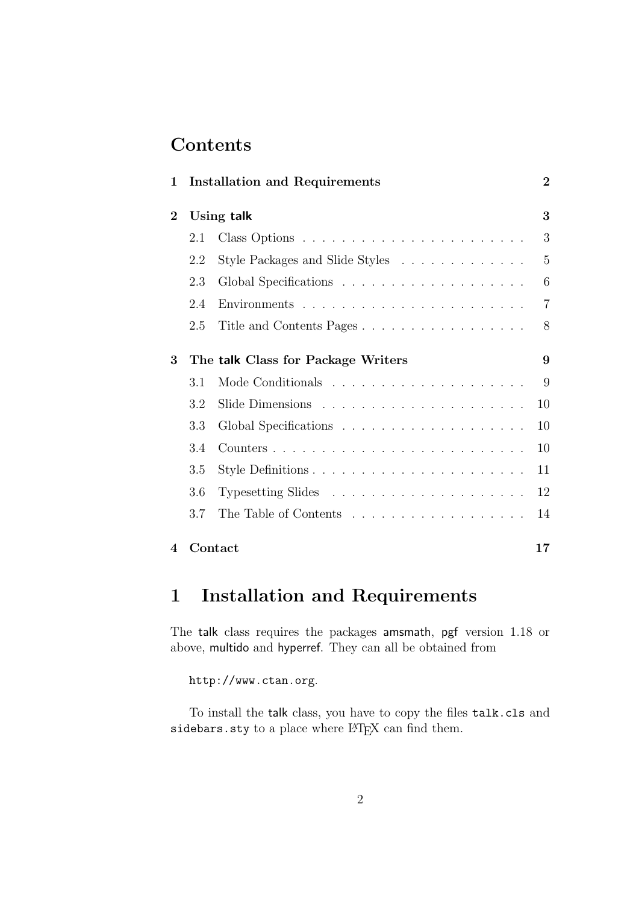## Contents

1 Installation and Requirements — 2

2 Using talk — 3
- 2.1 Class Options — 3
- 2.2 Style Packages and Slide Styles — 5
- 2.3 Global Specifications — 6
- 2.4 Environments — 7
- 2.5 Title and Contents Pages — 8

3 The talk Class for Package Writers — 9
- 3.1 Mode Conditionals — 9
- 3.2 Slide Dimensions — 10
- 3.3 Global Specifications — 10
- 3.4 Counters — 10
- 3.5 Style Definitions — 11
- 3.6 Typesetting Slides — 12
- 3.7 The Table of Contents — 14

4 Contact — 17

# 1 Installation and Requirements

The talk class requires the packages amsmath, pgf version 1.18 or above, multido and hyperref. They can all be obtained from

`http://www.ctan.org`.

To install the talk class, you have to copy the files `talk.cls` and `sidebars.sty` to a place where LaTeX can find them.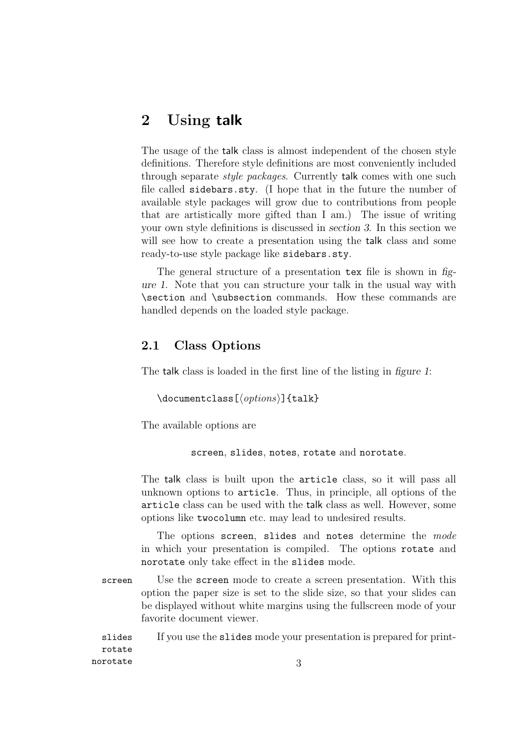## 2 Using talk

The usage of the `talk` class is almost independent of the chosen style definitions. Therefore style definitions are most conveniently included through separate *style packages*. Currently `talk` comes with one such file called `sidebars.sty`. (I hope that in the future the number of available style packages will grow due to contributions from people that are artistically more gifted than I am.) The issue of writing your own style definitions is discussed in *section 3*. In this section we will see how to create a presentation using the `talk` class and some ready-to-use style package like `sidebars.sty`.

The general structure of a presentation `tex` file is shown in *figure 1*. Note that you can structure your talk in the usual way with `\section` and `\subsection` commands. How these commands are handled depends on the loaded style package.

### 2.1 Class Options

The `talk` class is loaded in the first line of the listing in *figure 1*:

```
\documentclass[⟨options⟩]{talk}
```

The available options are

`screen`, `slides`, `notes`, `rotate` and `norotate`.

The `talk` class is built upon the `article` class, so it will pass all unknown options to `article`. Thus, in principle, all options of the `article` class can be used with the `talk` class as well. However, some options like `twocolumn` etc. may lead to undesired results.

The options `screen`, `slides` and `notes` determine the *mode* in which your presentation is compiled. The options `rotate` and `norotate` only take effect in the `slides` mode.

`screen` Use the `screen` mode to create a screen presentation. With this option the paper size is set to the slide size, so that your slides can be displayed without white margins using the fullscreen mode of your favorite document viewer.

`slides` `rotate` `norotate` If you use the `slides` mode your presentation is prepared for print-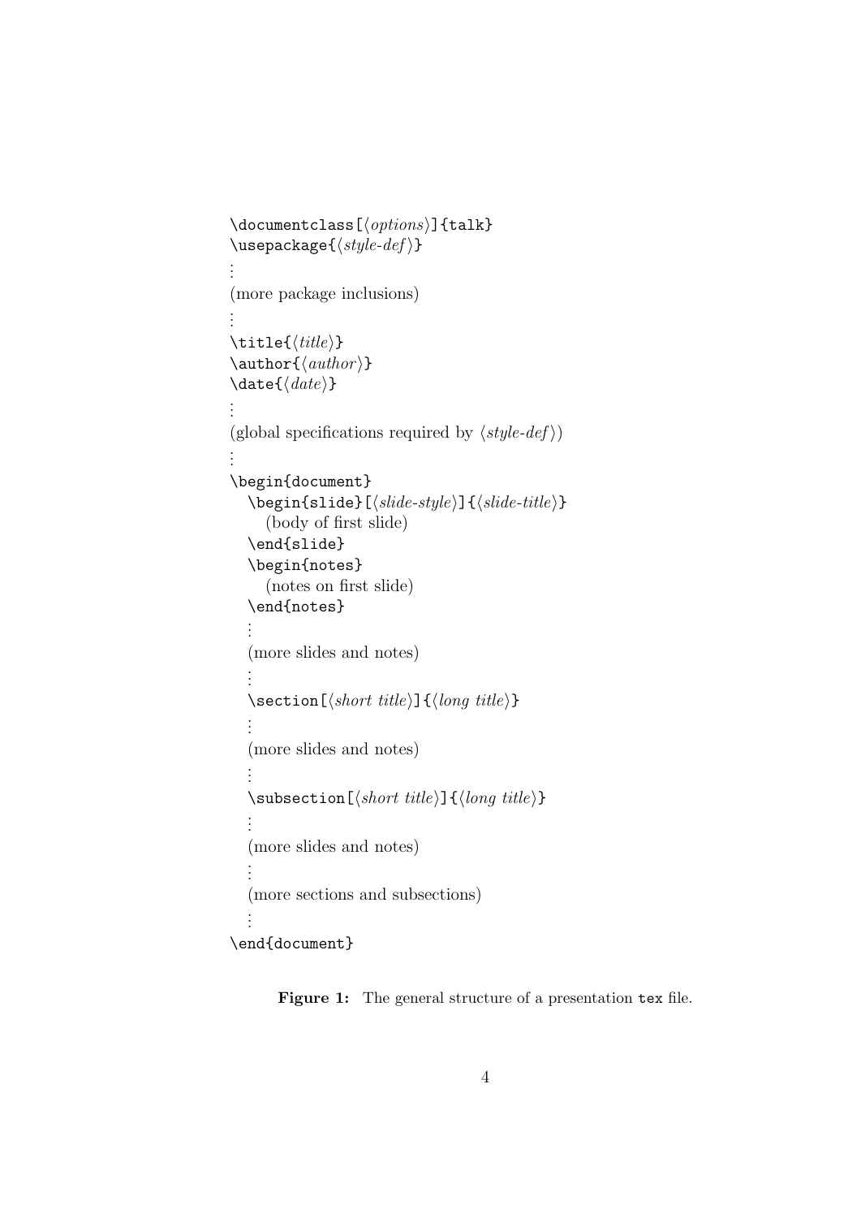```
\documentclass[⟨options⟩]{talk}
\usepackage{⟨style-def⟩}
⋮
(more package inclusions)
⋮
\title{⟨title⟩}
\author{⟨author⟩}
\date{⟨date⟩}
⋮
(global specifications required by ⟨style-def⟩)
⋮
\begin{document}
  \begin{slide}[⟨slide-style⟩]{⟨slide-title⟩}
    (body of first slide)
  \end{slide}
  \begin{notes}
    (notes on first slide)
  \end{notes}
  ⋮
  (more slides and notes)
  ⋮
  \section[⟨short title⟩]{⟨long title⟩}
  ⋮
  (more slides and notes)
  ⋮
  \subsection[⟨short title⟩]{⟨long title⟩}
  ⋮
  (more slides and notes)
  ⋮
  (more sections and subsections)
  ⋮
\end{document}
```

**Figure 1:** The general structure of a presentation `tex` file.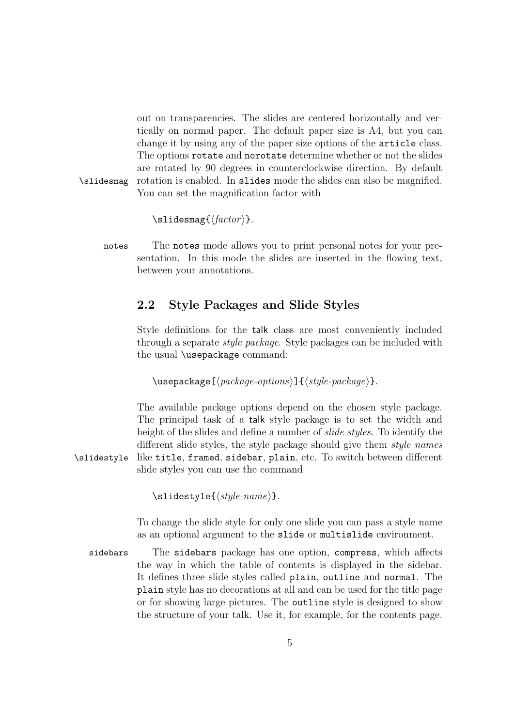out on transparencies. The slides are centered horizontally and vertically on normal paper. The default paper size is A4, but you can change it by using any of the paper size options of the `article` class. The options `rotate` and `norotate` determine whether or not the slides are rotated by 90 degrees in counterclockwise direction. By default rotation is enabled. In `slides` mode the slides can also be magnified. You can set the magnification factor with

`\slidesmag`

`\slidesmag{`⟨*factor*⟩`}`.

`notes` The `notes` mode allows you to print personal notes for your presentation. In this mode the slides are inserted in the flowing text, between your annotations.

## 2.2 Style Packages and Slide Styles

Style definitions for the `talk` class are most conveniently included through a separate *style package*. Style packages can be included with the usual `\usepackage` command:

`\usepackage[`⟨*package-options*⟩`]{`⟨*style-package*⟩`}`.

The available package options depend on the chosen style package. The principal task of a `talk` style package is to set the width and height of the slides and define a number of *slide styles*. To identify the different slide styles, the style package should give them *style names* like `title`, `framed`, `sidebar`, `plain`, etc. To switch between different slide styles you can use the command

`\slidestyle`

`\slidestyle{`⟨*style-name*⟩`}`.

To change the slide style for only one slide you can pass a style name as an optional argument to the `slide` or `multislide` environment.

`sidebars` The `sidebars` package has one option, `compress`, which affects the way in which the table of contents is displayed in the sidebar. It defines three slide styles called `plain`, `outline` and `normal`. The `plain` style has no decorations at all and can be used for the title page or for showing large pictures. The `outline` style is designed to show the structure of your talk. Use it, for example, for the contents page.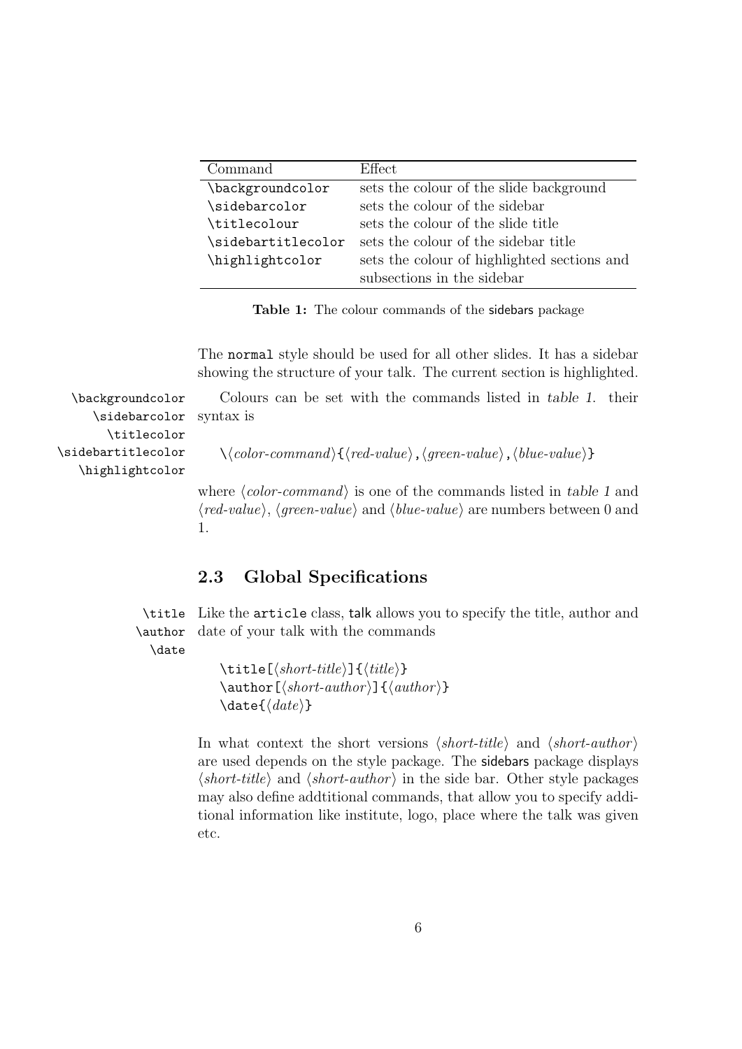| Command | Effect |
| --- | --- |
| `\backgroundcolor` | sets the colour of the slide background |
| `\sidebarcolor` | sets the colour of the sidebar |
| `\titlecolour` | sets the colour of the slide title |
| `\sidebartitlecolor` | sets the colour of the sidebar title |
| `\highlightcolor` | sets the colour of highlighted sections and subsections in the sidebar |

**Table 1:** The colour commands of the sidebars package

The `normal` style should be used for all other slides. It has a sidebar showing the structure of your talk. The current section is highlighted.

`\backgroundcolor` `\sidebarcolor` `\titlecolor` `\sidebartitlecolor` `\highlightcolor`

Colours can be set with the commands listed in *table 1*. their syntax is

```
\⟨color-command⟩{⟨red-value⟩,⟨green-value⟩,⟨blue-value⟩}
```

where ⟨*color-command*⟩ is one of the commands listed in *table 1* and ⟨*red-value*⟩, ⟨*green-value*⟩ and ⟨*blue-value*⟩ are numbers between 0 and 1.

## 2.3 Global Specifications

`\title` `\author` `\date`

Like the `article` class, talk allows you to specify the title, author and date of your talk with the commands

```
\title[⟨short-title⟩]{⟨title⟩}
\author[⟨short-author⟩]{⟨author⟩}
\date{⟨date⟩}
```

In what context the short versions ⟨*short-title*⟩ and ⟨*short-author*⟩ are used depends on the style package. The sidebars package displays ⟨*short-title*⟩ and ⟨*short-author*⟩ in the side bar. Other style packages may also define addtitional commands, that allow you to specify additional information like institute, logo, place where the talk was given etc.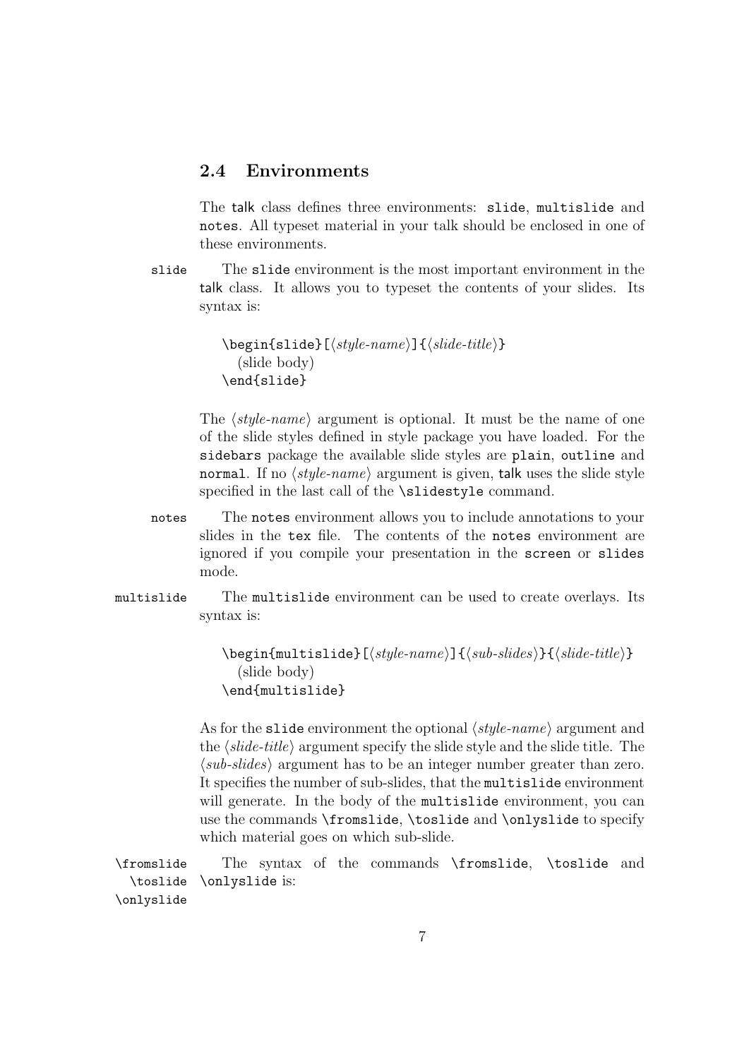## 2.4 Environments

The talk class defines three environments: `slide`, `multislide` and `notes`. All typeset material in your talk should be enclosed in one of these environments.

`slide` The `slide` environment is the most important environment in the talk class. It allows you to typeset the contents of your slides. Its syntax is:

```
\begin{slide}[⟨style-name⟩]{⟨slide-title⟩}
  (slide body)
\end{slide}
```

The ⟨*style-name*⟩ argument is optional. It must be the name of one of the slide styles defined in style package you have loaded. For the `sidebars` package the available slide styles are `plain`, `outline` and `normal`. If no ⟨*style-name*⟩ argument is given, talk uses the slide style specified in the last call of the `\slidestyle` command.

`notes` The `notes` environment allows you to include annotations to your slides in the `tex` file. The contents of the `notes` environment are ignored if you compile your presentation in the `screen` or `slides` mode.

`multislide` The `multislide` environment can be used to create overlays. Its syntax is:

```
\begin{multislide}[⟨style-name⟩]{⟨sub-slides⟩}{⟨slide-title⟩}
  (slide body)
\end{multislide}
```

As for the `slide` environment the optional ⟨*style-name*⟩ argument and the ⟨*slide-title*⟩ argument specify the slide style and the slide title. The ⟨*sub-slides*⟩ argument has to be an integer number greater than zero. It specifies the number of sub-slides, that the `multislide` environment will generate. In the body of the `multislide` environment, you can use the commands `\fromslide`, `\toslide` and `\onlyslide` to specify which material goes on which sub-slide.

`\fromslide` `\toslide` `\onlyslide` The syntax of the commands `\fromslide`, `\toslide` and `\onlyslide` is: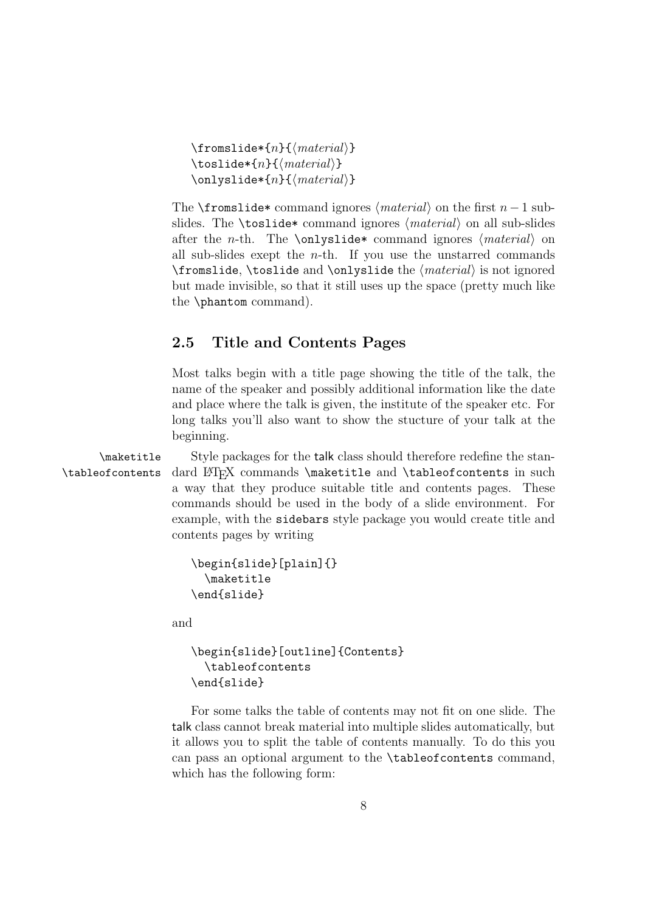```
\fromslide*{n}{⟨material⟩}
\toslide*{n}{⟨material⟩}
\onlyslide*{n}{⟨material⟩}
```

The `\fromslide*` command ignores ⟨*material*⟩ on the first $n-1$ sub-slides. The `\toslide*` command ignores ⟨*material*⟩ on all sub-slides after the $n$-th. The `\onlyslide*` command ignores ⟨*material*⟩ on all sub-slides exept the $n$-th. If you use the unstarred commands `\fromslide`, `\toslide` and `\onlyslide` the ⟨*material*⟩ is not ignored but made invisible, so that it still uses up the space (pretty much like the `\phantom` command).

## 2.5 Title and Contents Pages

Most talks begin with a title page showing the title of the talk, the name of the speaker and possibly additional information like the date and place where the talk is given, the institute of the speaker etc. For long talks you'll also want to show the stucture of your talk at the beginning.

`\maketitle`
`\tableofcontents`

Style packages for the talk class should therefore redefine the standard LaTeX commands `\maketitle` and `\tableofcontents` in such a way that they produce suitable title and contents pages. These commands should be used in the body of a slide environment. For example, with the `sidebars` style package you would create title and contents pages by writing

```
\begin{slide}[plain]{}
  \maketitle
\end{slide}
```

and

```
\begin{slide}[outline]{Contents}
  \tableofcontents
\end{slide}
```

For some talks the table of contents may not fit on one slide. The talk class cannot break material into multiple slides automatically, but it allows you to split the table of contents manually. To do this you can pass an optional argument to the `\tableofcontents` command, which has the following form: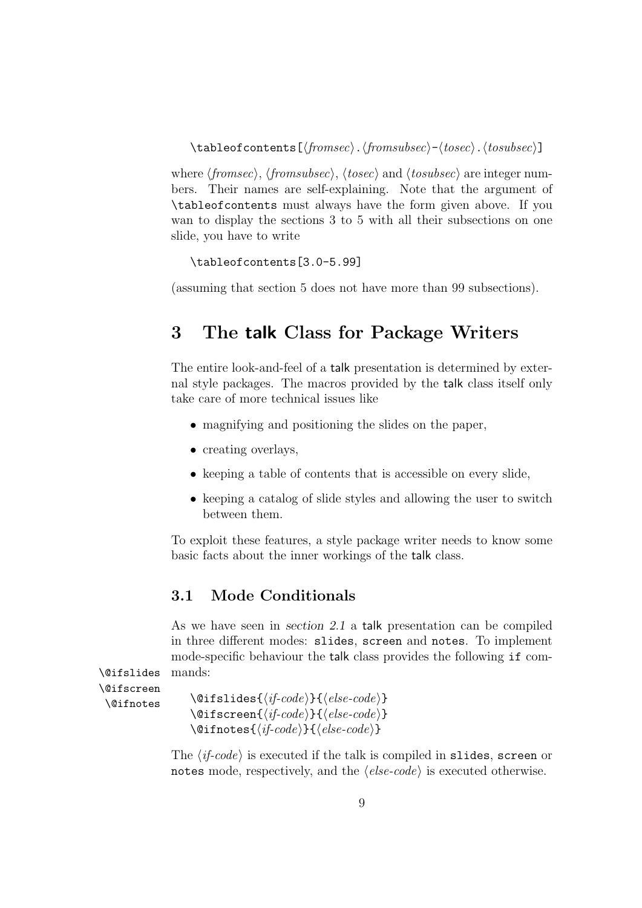```
\tableofcontents[⟨fromsec⟩.⟨fromsubsec⟩-⟨tosec⟩.⟨tosubsec⟩]
```

where ⟨*fromsec*⟩, ⟨*fromsubsec*⟩, ⟨*tosec*⟩ and ⟨*tosubsec*⟩ are integer numbers. Their names are self-explaining. Note that the argument of `\tableofcontents` must always have the form given above. If you wan to display the sections 3 to 5 with all their subsections on one slide, you have to write

```
\tableofcontents[3.0-5.99]
```

(assuming that section 5 does not have more than 99 subsections).

# 3 The talk Class for Package Writers

The entire look-and-feel of a talk presentation is determined by external style packages. The macros provided by the talk class itself only take care of more technical issues like

- magnifying and positioning the slides on the paper,
- creating overlays,
- keeping a table of contents that is accessible on every slide,
- keeping a catalog of slide styles and allowing the user to switch between them.

To exploit these features, a style package writer needs to know some basic facts about the inner workings of the talk class.

## 3.1 Mode Conditionals

As we have seen in *section 2.1* a talk presentation can be compiled in three different modes: `slides`, `screen` and `notes`. To implement mode-specific behaviour the talk class provides the following `if` commands:

`\@ifslides` `\@ifscreen` `\@ifnotes`

```
\@ifslides{⟨if-code⟩}{⟨else-code⟩}
\@ifscreen{⟨if-code⟩}{⟨else-code⟩}
\@ifnotes{⟨if-code⟩}{⟨else-code⟩}
```

The ⟨*if-code*⟩ is executed if the talk is compiled in `slides`, `screen` or `notes` mode, respectively, and the ⟨*else-code*⟩ is executed otherwise.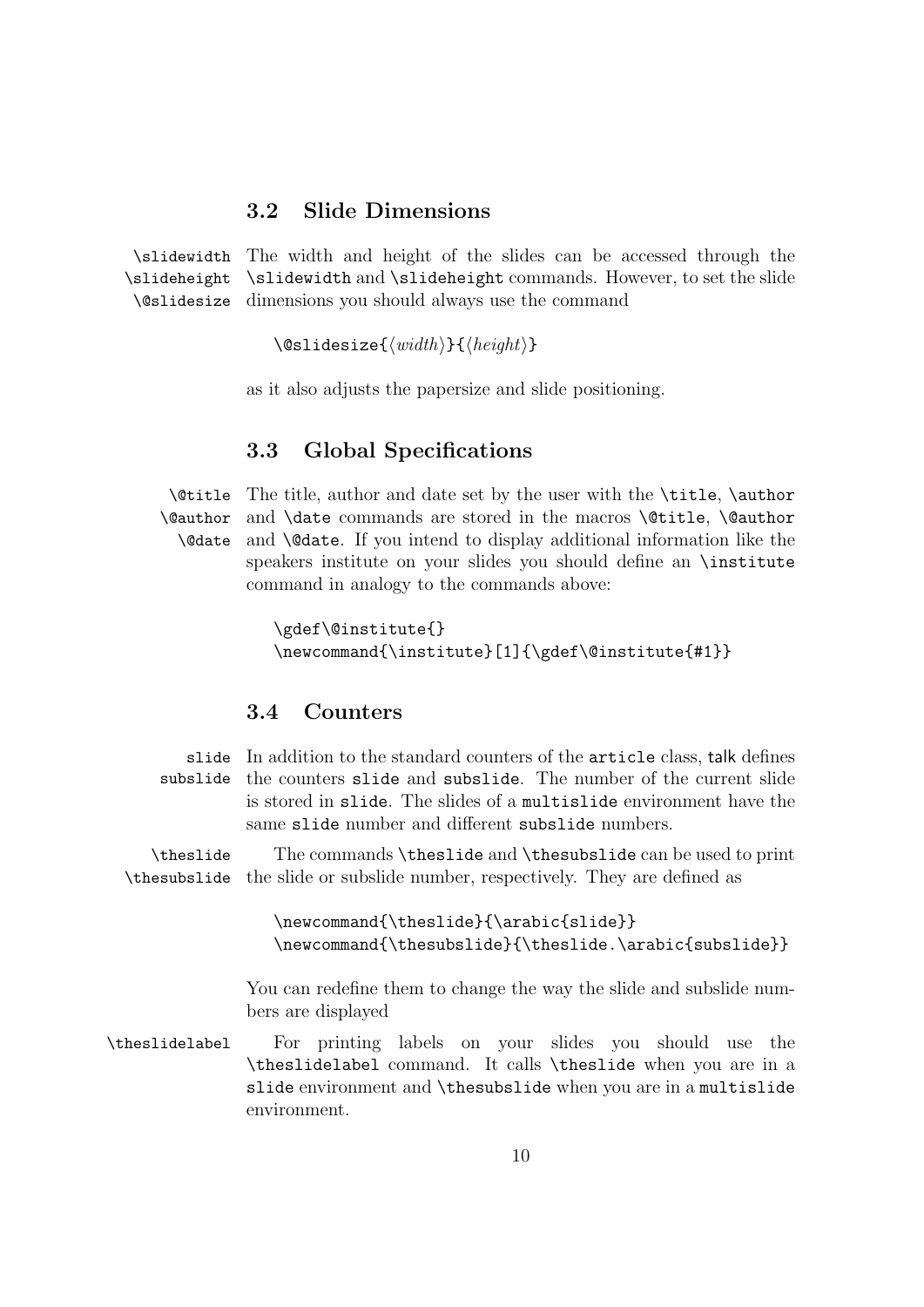### 3.2 Slide Dimensions

\slidewidth \slideheight \@slidesize The width and height of the slides can be accessed through the `\slidewidth` and `\slideheight` commands. However, to set the slide dimensions you should always use the command

```
\@slidesize{⟨width⟩}{⟨height⟩}
```

as it also adjusts the papersize and slide positioning.

### 3.3 Global Specifications

\@title \@author \@date The title, author and date set by the user with the `\title`, `\author` and `\date` commands are stored in the macros `\@title`, `\@author` and `\@date`. If you intend to display additional information like the speakers institute on your slides you should define an `\institute` command in analogy to the commands above:

```
\gdef\@institute{}
\newcommand{\institute}[1]{\gdef\@institute{#1}}
```

### 3.4 Counters

slide subslide In addition to the standard counters of the `article` class, talk defines the counters `slide` and `subslide`. The number of the current slide is stored in `slide`. The slides of a `multislide` environment have the same `slide` number and different `subslide` numbers.

\theslide \thesubslide The commands `\theslide` and `\thesubslide` can be used to print the slide or subslide number, respectively. They are defined as

```
\newcommand{\theslide}{\arabic{slide}}
\newcommand{\thesubslide}{\theslide.\arabic{subslide}}
```

You can redefine them to change the way the slide and subslide numbers are displayed

\theslidelabel For printing labels on your slides you should use the `\theslidelabel` command. It calls `\theslide` when you are in a `slide` environment and `\thesubslide` when you are in a `multislide` environment.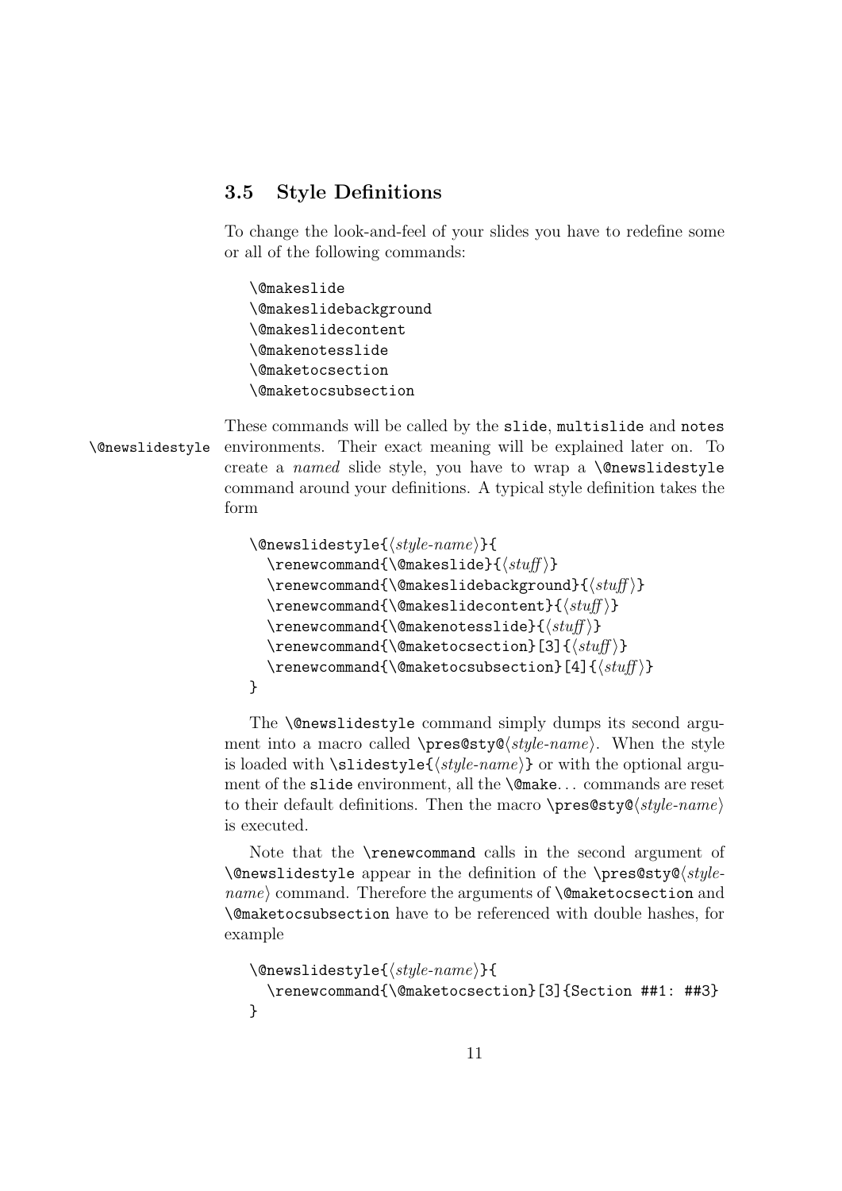### 3.5 Style Definitions

To change the look-and-feel of your slides you have to redefine some or all of the following commands:

```
\@makeslide
\@makeslidebackground
\@makeslidecontent
\@makenotesslide
\@maketocsection
\@maketocsubsection
```

\@newslidestyle

These commands will be called by the `slide`, `multislide` and `notes` environments. Their exact meaning will be explained later on. To create a *named* slide style, you have to wrap a `\@newslidestyle` command around your definitions. A typical style definition takes the form

```
\@newslidestyle{⟨style-name⟩}{
  \renewcommand{\@makeslide}{⟨stuff⟩}
  \renewcommand{\@makeslidebackground}{⟨stuff⟩}
  \renewcommand{\@makeslidecontent}{⟨stuff⟩}
  \renewcommand{\@makenotesslide}{⟨stuff⟩}
  \renewcommand{\@maketocsection}[3]{⟨stuff⟩}
  \renewcommand{\@maketocsubsection}[4]{⟨stuff⟩}
}
```

The `\@newslidestyle` command simply dumps its second argument into a macro called `\pres@sty@`⟨*style-name*⟩. When the style is loaded with `\slidestyle{`⟨*style-name*⟩`}` or with the optional argument of the `slide` environment, all the `\@make`... commands are reset to their default definitions. Then the macro `\pres@sty@`⟨*style-name*⟩ is executed.

Note that the `\renewcommand` calls in the second argument of `\@newslidestyle` appear in the definition of the `\pres@sty@`⟨*style-name*⟩ command. Therefore the arguments of `\@maketocsection` and `\@maketocsubsection` have to be referenced with double hashes, for example

```
\@newslidestyle{⟨style-name⟩}{
  \renewcommand{\@maketocsection}[3]{Section ##1: ##3}
}
```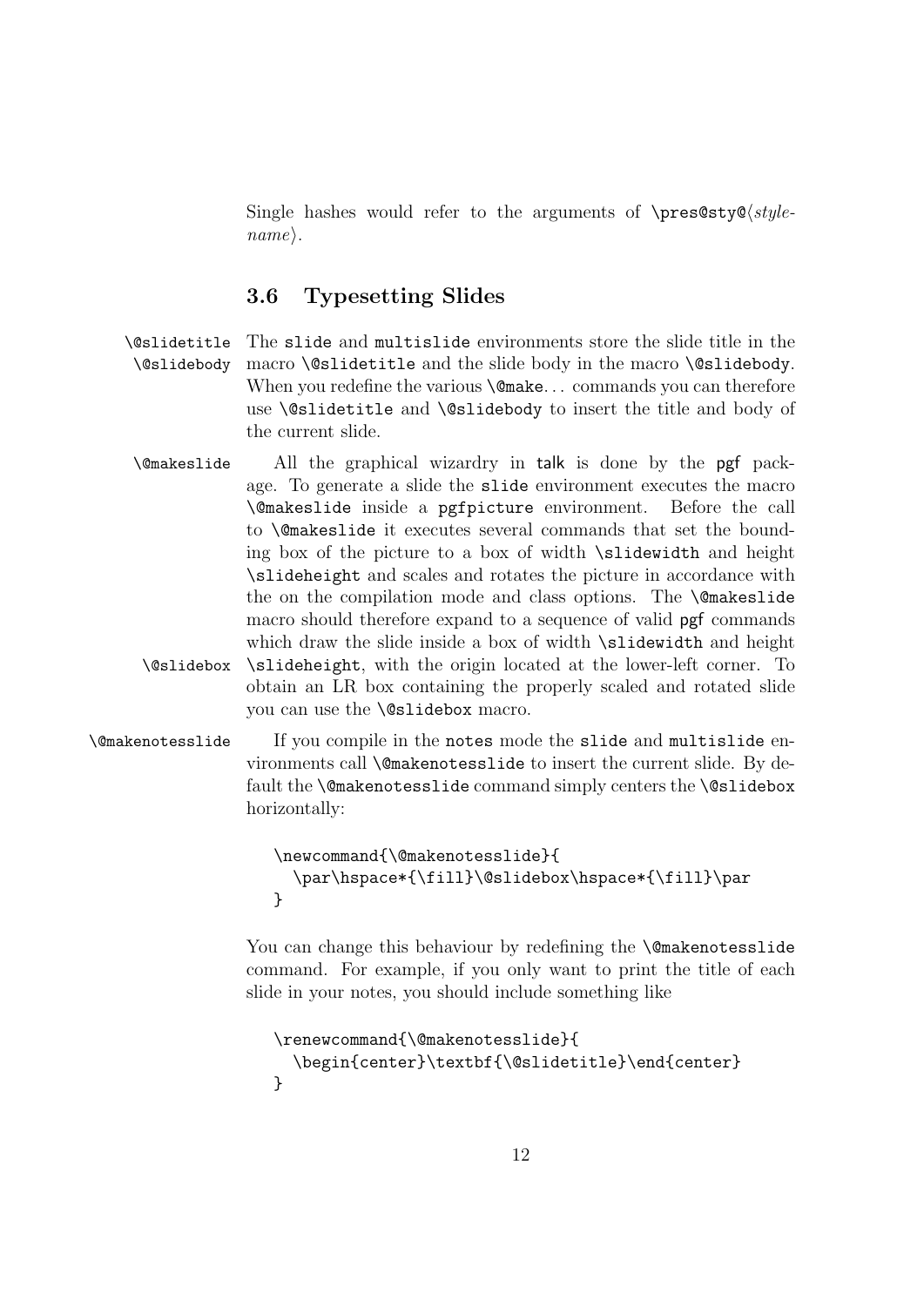Single hashes would refer to the arguments of `\pres@sty@`⟨*style-name*⟩.

### 3.6 Typesetting Slides

`\@slidetitle` `\@slidebody` The `slide` and `multislide` environments store the slide title in the macro `\@slidetitle` and the slide body in the macro `\@slidebody`. When you redefine the various `\@make`... commands you can therefore use `\@slidetitle` and `\@slidebody` to insert the title and body of the current slide.

`\@makeslide` All the graphical wizardry in talk is done by the pgf package. To generate a slide the `slide` environment executes the macro `\@makeslide` inside a `pgfpicture` environment. Before the call to `\@makeslide` it executes several commands that set the bounding box of the picture to a box of width `\slidewidth` and height `\slideheight` and scales and rotates the picture in accordance with the on the compilation mode and class options. The `\@makeslide` macro should therefore expand to a sequence of valid pgf commands which draw the slide inside a box of width `\slidewidth` and height `\slideheight`, with the origin located at the lower-left corner. To obtain an LR box containing the properly scaled and rotated slide you can use the `\@slidebox` macro.

`\@makenotesslide` If you compile in the `notes` mode the `slide` and `multislide` environments call `\@makenotesslide` to insert the current slide. By default the `\@makenotesslide` command simply centers the `\@slidebox` horizontally:

```
\newcommand{\@makenotesslide}{
  \par\hspace*{\fill}\@slidebox\hspace*{\fill}\par
}
```

You can change this behaviour by redefining the `\@makenotesslide` command. For example, if you only want to print the title of each slide in your notes, you should include something like

```
\renewcommand{\@makenotesslide}{
  \begin{center}\textbf{\@slidetitle}\end{center}
}
```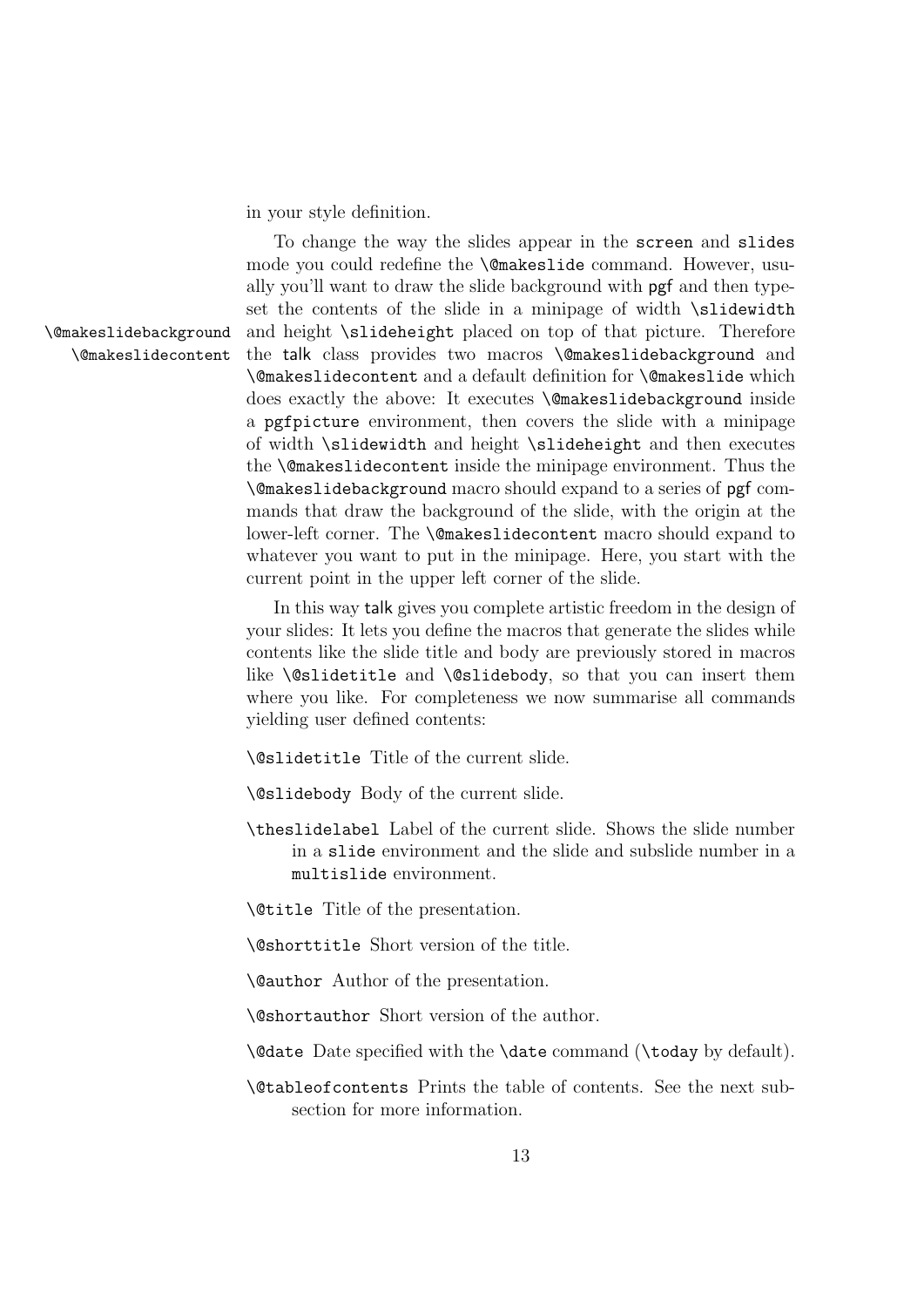in your style definition.

To change the way the slides appear in the `screen` and `slides` mode you could redefine the `\@makeslide` command. However, usually you'll want to draw the slide background with `pgf` and then typeset the contents of the slide in a minipage of width `\slidewidth` and height `\slideheight` placed on top of that picture. Therefore the `talk` class provides two macros `\@makeslidebackground` and `\@makeslidecontent` and a default definition for `\@makeslide` which does exactly the above: It executes `\@makeslidebackground` inside a `pgfpicture` environment, then covers the slide with a minipage of width `\slidewidth` and height `\slideheight` and then executes the `\@makeslidecontent` inside the minipage environment. Thus the `\@makeslidebackground` macro should expand to a series of `pgf` commands that draw the background of the slide, with the origin at the lower-left corner. The `\@makeslidecontent` macro should expand to whatever you want to put in the minipage. Here, you start with the current point in the upper left corner of the slide.

In this way `talk` gives you complete artistic freedom in the design of your slides: It lets you define the macros that generate the slides while contents like the slide title and body are previously stored in macros like `\@slidetitle` and `\@slidebody`, so that you can insert them where you like. For completeness we now summarise all commands yielding user defined contents:

`\@slidetitle` Title of the current slide.

`\@slidebody` Body of the current slide.

`\theslidelabel` Label of the current slide. Shows the slide number in a `slide` environment and the slide and subslide number in a `multislide` environment.

`\@title` Title of the presentation.

`\@shorttitle` Short version of the title.

`\@author` Author of the presentation.

`\@shortauthor` Short version of the author.

`\@date` Date specified with the `\date` command (`\today` by default).

`\@tableofcontents` Prints the table of contents. See the next subsection for more information.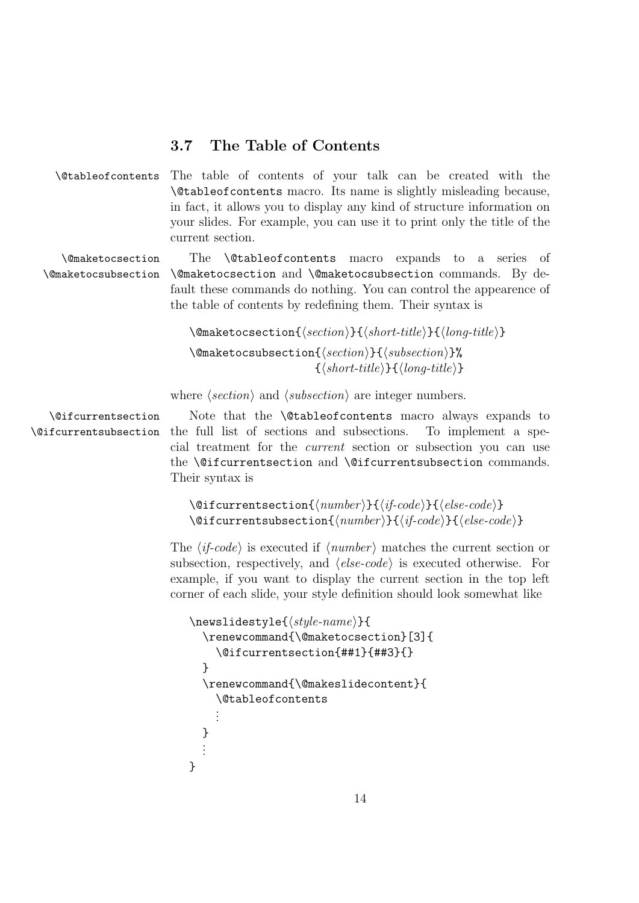## 3.7 The Table of Contents

`\@tableofcontents`

The table of contents of your talk can be created with the `\@tableofcontents` macro. Its name is slightly misleading because, in fact, it allows you to display any kind of structure information on your slides. For example, you can use it to print only the title of the current section.

`\@maketocsection`
`\@maketocsubsection`

The `\@tableofcontents` macro expands to a series of `\@maketocsection` and `\@maketocsubsection` commands. By default these commands do nothing. You can control the appearence of the table of contents by redefining them. Their syntax is

```
\@maketocsection{⟨section⟩}{⟨short-title⟩}{⟨long-title⟩}
\@maketocsubsection{⟨section⟩}{⟨subsection⟩}%
                   {⟨short-title⟩}{⟨long-title⟩}
```

where ⟨*section*⟩ and ⟨*subsection*⟩ are integer numbers.

`\@ifcurrentsection`
`\@ifcurrentsubsection`

Note that the `\@tableofcontents` macro always expands to the full list of sections and subsections. To implement a special treatment for the *current* section or subsection you can use the `\@ifcurrentsection` and `\@ifcurrentsubsection` commands. Their syntax is

```
\@ifcurrentsection{⟨number⟩}{⟨if-code⟩}{⟨else-code⟩}
\@ifcurrentsubsection{⟨number⟩}{⟨if-code⟩}{⟨else-code⟩}
```

The ⟨*if-code*⟩ is executed if ⟨*number*⟩ matches the current section or subsection, respectively, and ⟨*else-code*⟩ is executed otherwise. For example, if you want to display the current section in the top left corner of each slide, your style definition should look somewhat like

```
\newslidestyle{⟨style-name⟩}{
  \renewcommand{\@maketocsection}[3]{
    \@ifcurrentsection{##1}{##3}{}
  }
  \renewcommand{\@makeslidecontent}{
    \@tableofcontents
    ⋮
  }
  ⋮
}
```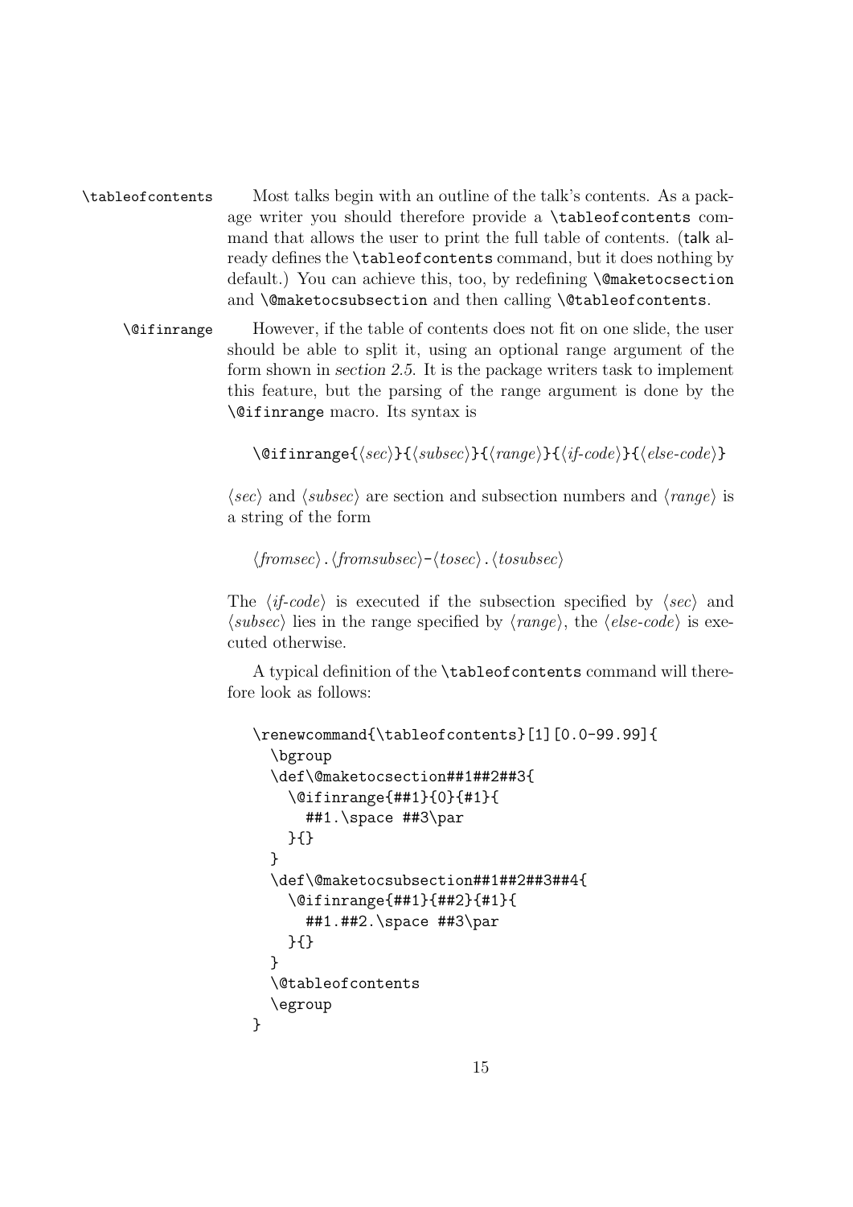`\tableofcontents` Most talks begin with an outline of the talk's contents. As a package writer you should therefore provide a `\tableofcontents` command that allows the user to print the full table of contents. (talk already defines the `\tableofcontents` command, but it does nothing by default.) You can achieve this, too, by redefining `\@maketocsection` and `\@maketocsubsection` and then calling `\@tableofcontents`.

`\@ifinrange` However, if the table of contents does not fit on one slide, the user should be able to split it, using an optional range argument of the form shown in *section 2.5*. It is the package writers task to implement this feature, but the parsing of the range argument is done by the `\@ifinrange` macro. Its syntax is

```
\@ifinrange{⟨sec⟩}{⟨subsec⟩}{⟨range⟩}{⟨if-code⟩}{⟨else-code⟩}
```

⟨*sec*⟩ and ⟨*subsec*⟩ are section and subsection numbers and ⟨*range*⟩ is a string of the form

```
⟨fromsec⟩.⟨fromsubsec⟩-⟨tosec⟩.⟨tosubsec⟩
```

The ⟨*if-code*⟩ is executed if the subsection specified by ⟨*sec*⟩ and ⟨*subsec*⟩ lies in the range specified by ⟨*range*⟩, the ⟨*else-code*⟩ is executed otherwise.

A typical definition of the `\tableofcontents` command will therefore look as follows:

```
\renewcommand{\tableofcontents}[1][0.0-99.99]{
  \bgroup
  \def\@maketocsection##1##2##3{
    \@ifinrange{##1}{0}{#1}{
      ##1.\space ##3\par
    }{}
  }
  \def\@maketocsubsection##1##2##3##4{
    \@ifinrange{##1}{##2}{#1}{
      ##1.##2.\space ##3\par
    }{}
  }
  \@tableofcontents
  \egroup
}
```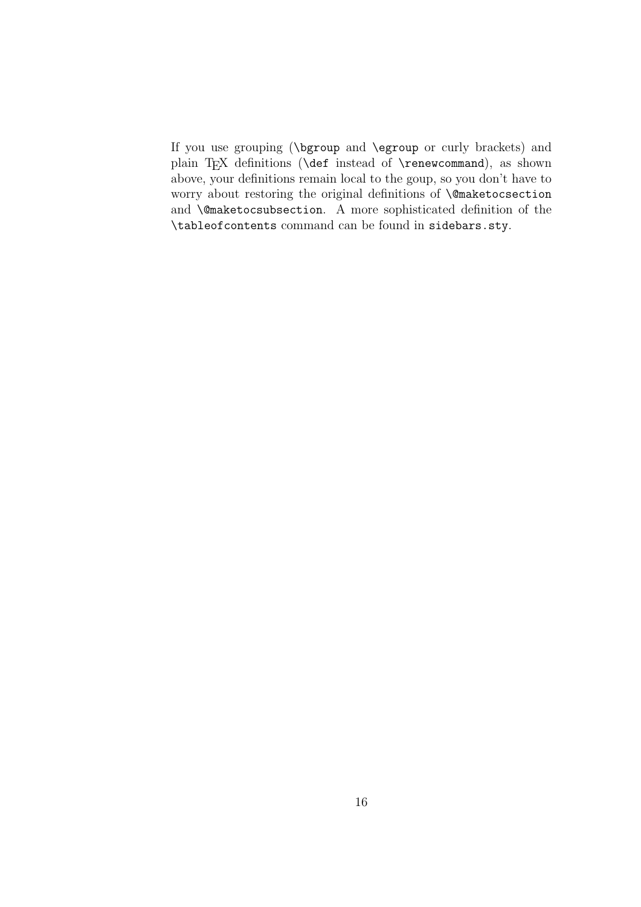If you use grouping (`\bgroup` and `\egroup` or curly brackets) and plain TEX definitions (`\def` instead of `\renewcommand`), as shown above, your definitions remain local to the goup, so you don't have to worry about restoring the original definitions of `\@maketocsection` and `\@maketocsubsection`. A more sophisticated definition of the `\tableofcontents` command can be found in `sidebars.sty`.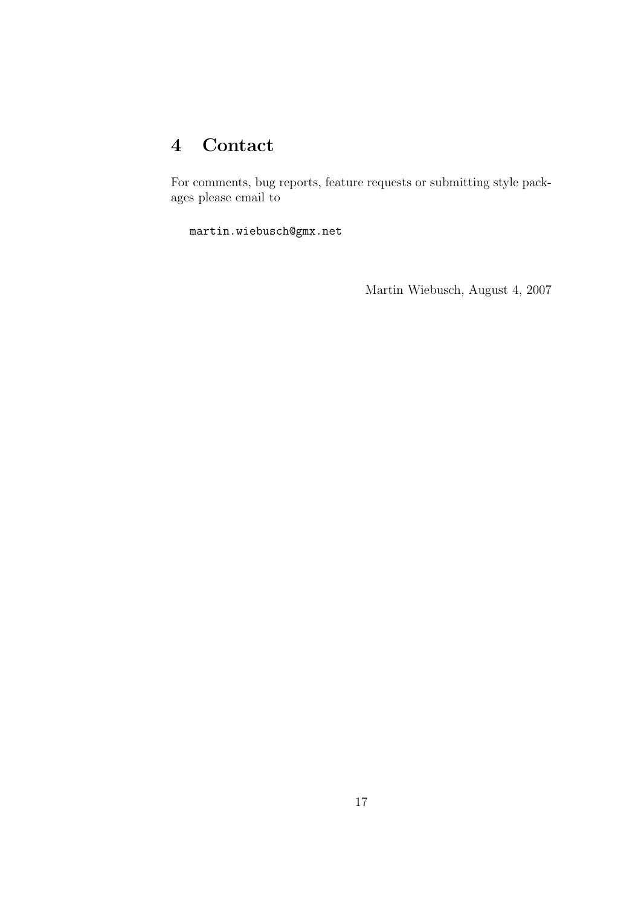## 4 Contact

For comments, bug reports, feature requests or submitting style packages please email to

```
martin.wiebusch@gmx.net
```

Martin Wiebusch, August 4, 2007